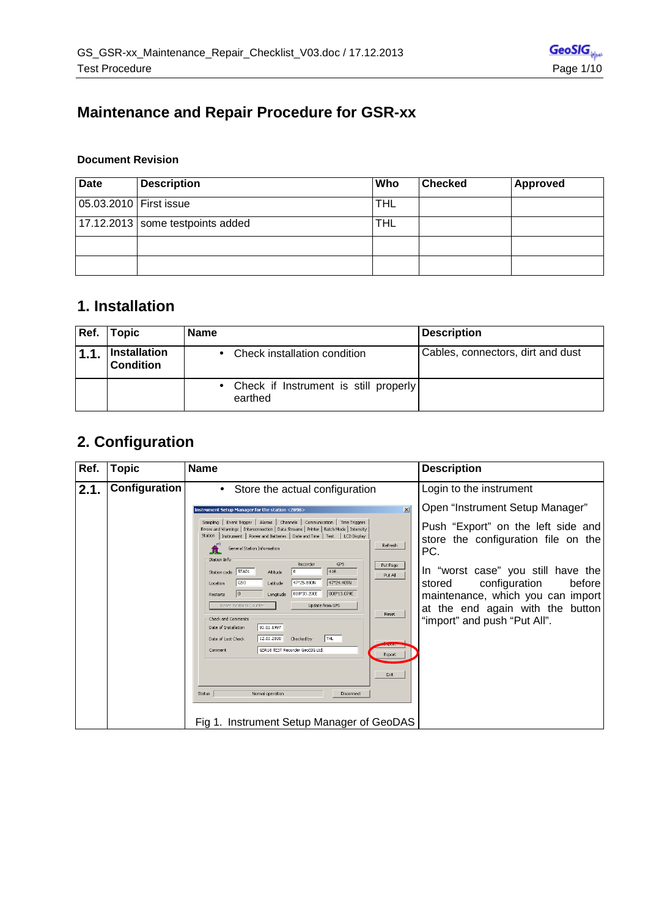# Maintenance and Repair Procedure for GSR-xx

**Document Revision**

| Date | Description | Who | Checked | Approved |
|---|---|---|---|---|
| 05.03.2010 | First issue | THL | | |
| 17.12.2013 | some testpoints added | THL | | |
| | | | | |
| | | | | |

## 1. Installation

| Ref. | Topic | Name | Description |
|---|---|---|---|
| **1.1.** | **Installation Condition** | • Check installation condition | Cables, connectors, dirt and dust |
| | | • Check if Instrument is still properly earthed | |

## 2. Configuration

| Ref. | Topic | Name | Description |
|---|---|---|---|
| **2.1.** | **Configuration** | • Store the actual configuration<br><br>Fig 1. Instrument Setup Manager of GeoDAS | Login to the instrument<br><br>Open "Instrument Setup Manager"<br><br>Push "Export" on the left side and store the configuration file on the PC.<br><br>In "worst case" you still have the stored configuration before maintenance, which you can import at the end again with the button "import" and push "Put All". |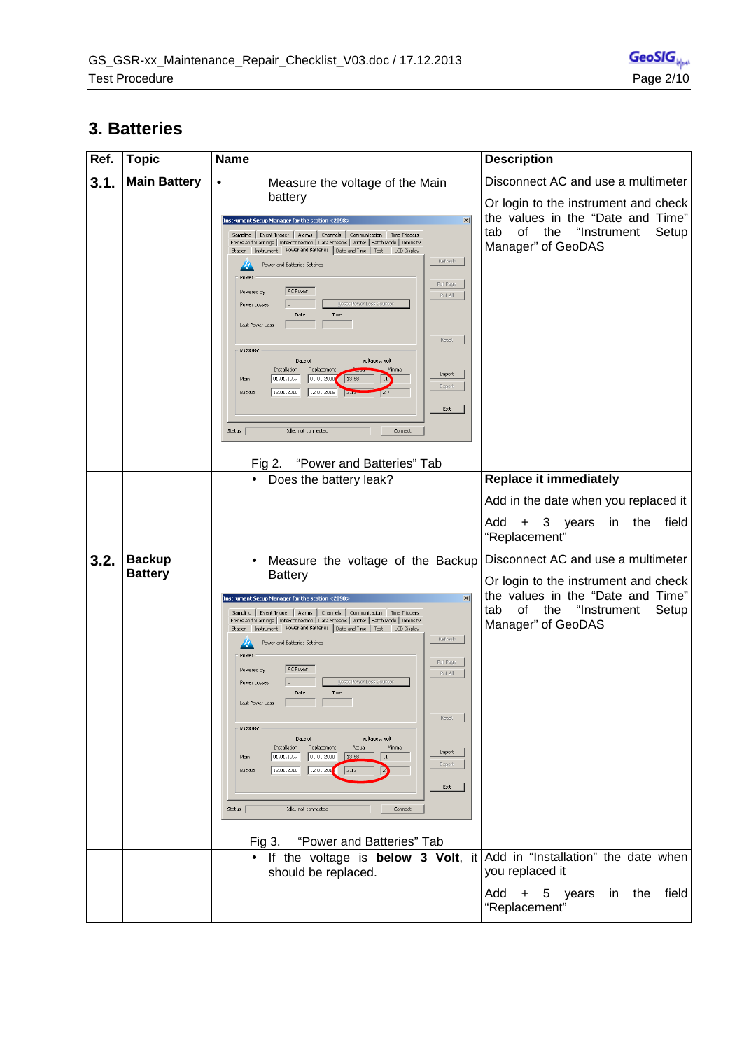## 3. Batteries

| Ref. | Topic | Name | Description |
|---|---|---|---|
| **3.1.** | **Main Battery** | • Measure the voltage of the Main battery<br><br>Fig 2. “Power and Batteries” Tab | Disconnect AC and use a multimeter<br><br>Or login to the instrument and check the values in the “Date and Time” tab of the “Instrument Setup Manager” of GeoDAS |
| | | • Does the battery leak? | **Replace it immediately**<br><br>Add in the date when you replaced it<br><br>Add + 3 years in the field “Replacement” |
| **3.2.** | **Backup Battery** | • Measure the voltage of the Backup Battery<br><br>Fig 3. “Power and Batteries” Tab | Disconnect AC and use a multimeter<br><br>Or login to the instrument and check the values in the “Date and Time” tab of the “Instrument Setup Manager” of GeoDAS |
| | | • If the voltage is **below 3 Volt**, it should be replaced. | Add in “Installation” the date when you replaced it<br><br>Add + 5 years in the field “Replacement” |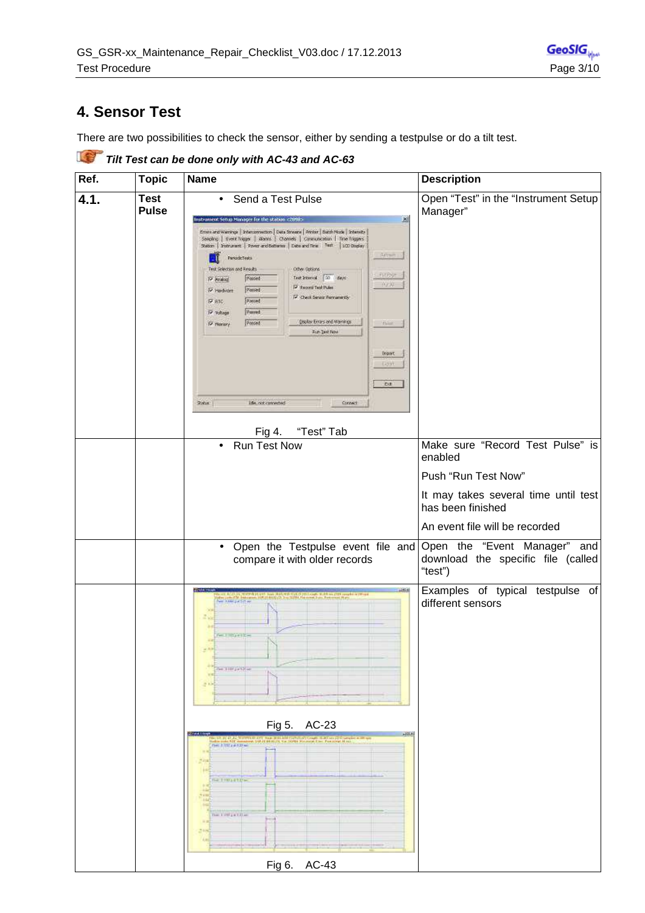# 4. Sensor Test

There are two possibilities to check the sensor, either by sending a testpulse or do a tilt test.

***Tilt Test can be done only with AC-43 and AC-63***

| Ref. | Topic | Name | Description |
|---|---|---|---|
| **4.1.** | **Test Pulse** | • Send a Test Pulse<br><br>Fig 4. "Test" Tab | Open "Test" in the "Instrument Setup Manager" |
| | | • Run Test Now | Make sure "Record Test Pulse" is enabled<br><br>Push "Run Test Now"<br><br>It may takes several time until test has been finished<br><br>An event file will be recorded |
| | | • Open the Testpulse event file and compare it with older records | Open the "Event Manager" and download the specific file (called "test") |
| | | Fig 5. AC-23<br><br>Fig 6. AC-43 | Examples of typical testpulse of different sensors |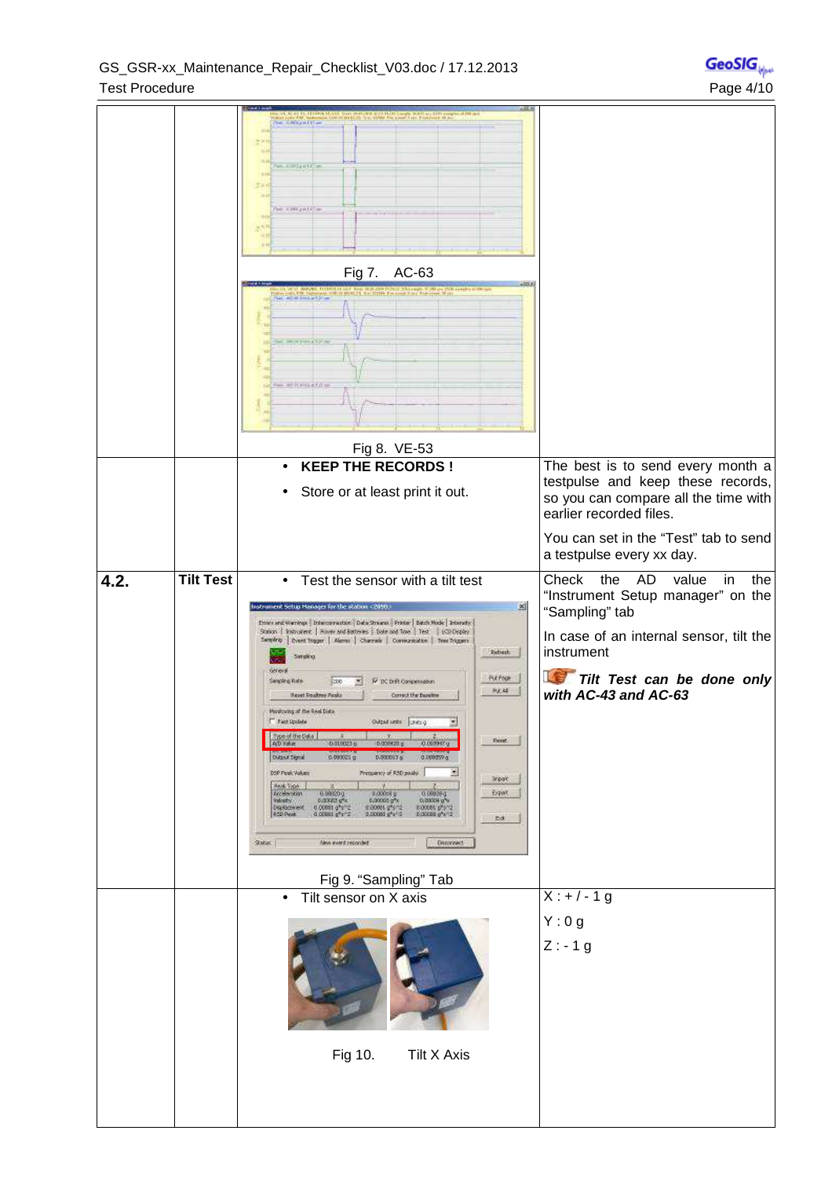| | | | |
|---|---|---|---|
| | | Fig 7. AC-63<br><br>Fig 8. VE-53 | |
| | | • **KEEP THE RECORDS !**<br>• Store or at least print it out. | The best is to send every month a testpulse and keep these records, so you can compare all the time with earlier recorded files.<br><br>You can set in the "Test" tab to send a testpulse every xx day. |
| **4.2.** | **Tilt Test** | • Test the sensor with a tilt test<br><br>Fig 9. "Sampling" Tab | Check the AD value in the "Instrument Setup manager" on the "Sampling" tab<br><br>In case of an internal sensor, tilt the instrument<br><br>***Tilt Test can be done only with AC-43 and AC-63*** |
| | | • Tilt sensor on X axis<br><br>Fig 10. Tilt X Axis | X : + / - 1 g<br><br>Y : 0 g<br><br>Z : - 1 g |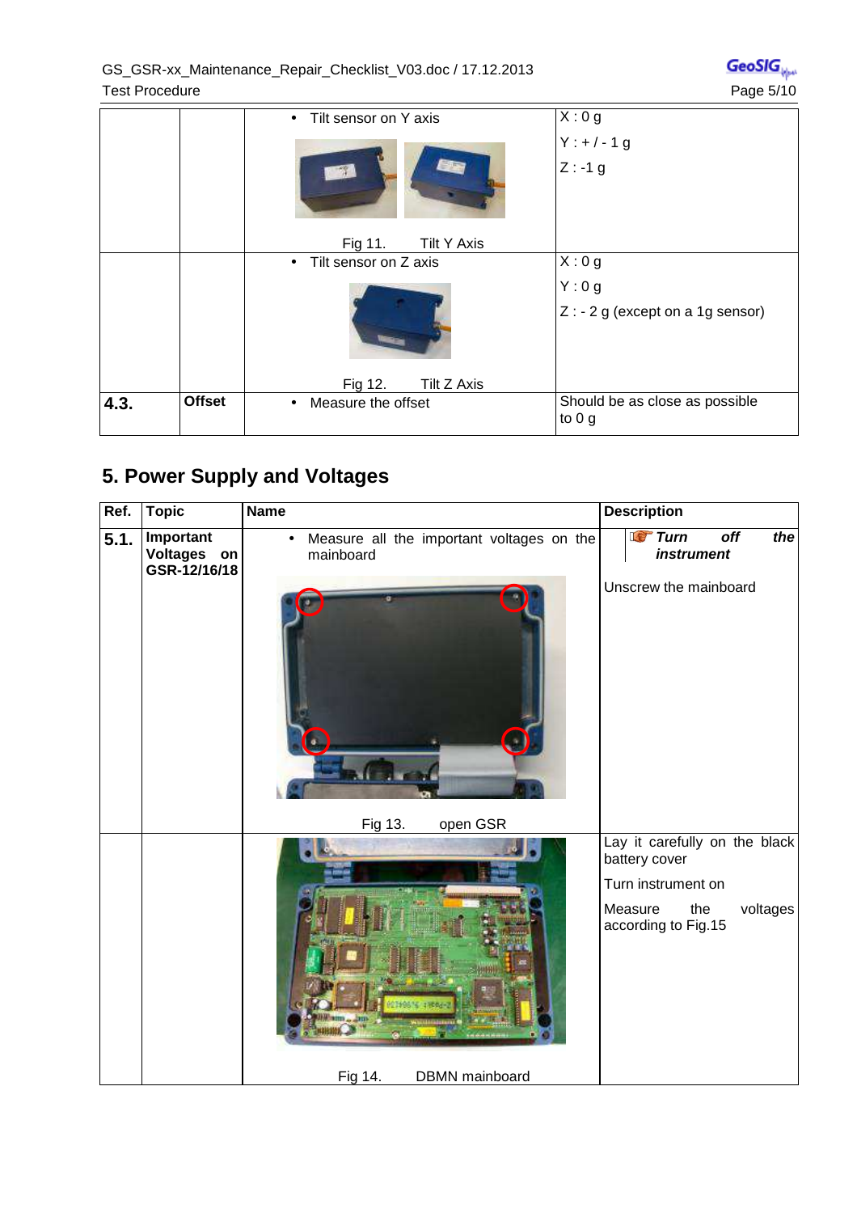| | | Name | Description |
|---|---|---|---|
| | | • Tilt sensor on Y axis<br><br>Fig 11. Tilt Y Axis | X : 0 g<br>Y : + / - 1 g<br>Z : -1 g |
| | | • Tilt sensor on Z axis<br><br>Fig 12. Tilt Z Axis | X : 0 g<br>Y : 0 g<br>Z : - 2 g (except on a 1g sensor) |
| **4.3.** | **Offset** | • Measure the offset | Should be as close as possible to 0 g |

## 5. Power Supply and Voltages

| Ref. | Topic | Name | Description |
|---|---|---|---|
| **5.1.** | **Important Voltages on GSR-12/16/18** | • Measure all the important voltages on the mainboard<br><br>Fig 13. open GSR | ***Turn off the instrument***<br><br>Unscrew the mainboard |
| | | Fig 14. DBMN mainboard | Lay it carefully on the black battery cover<br><br>Turn instrument on<br><br>Measure the voltages according to Fig.15 |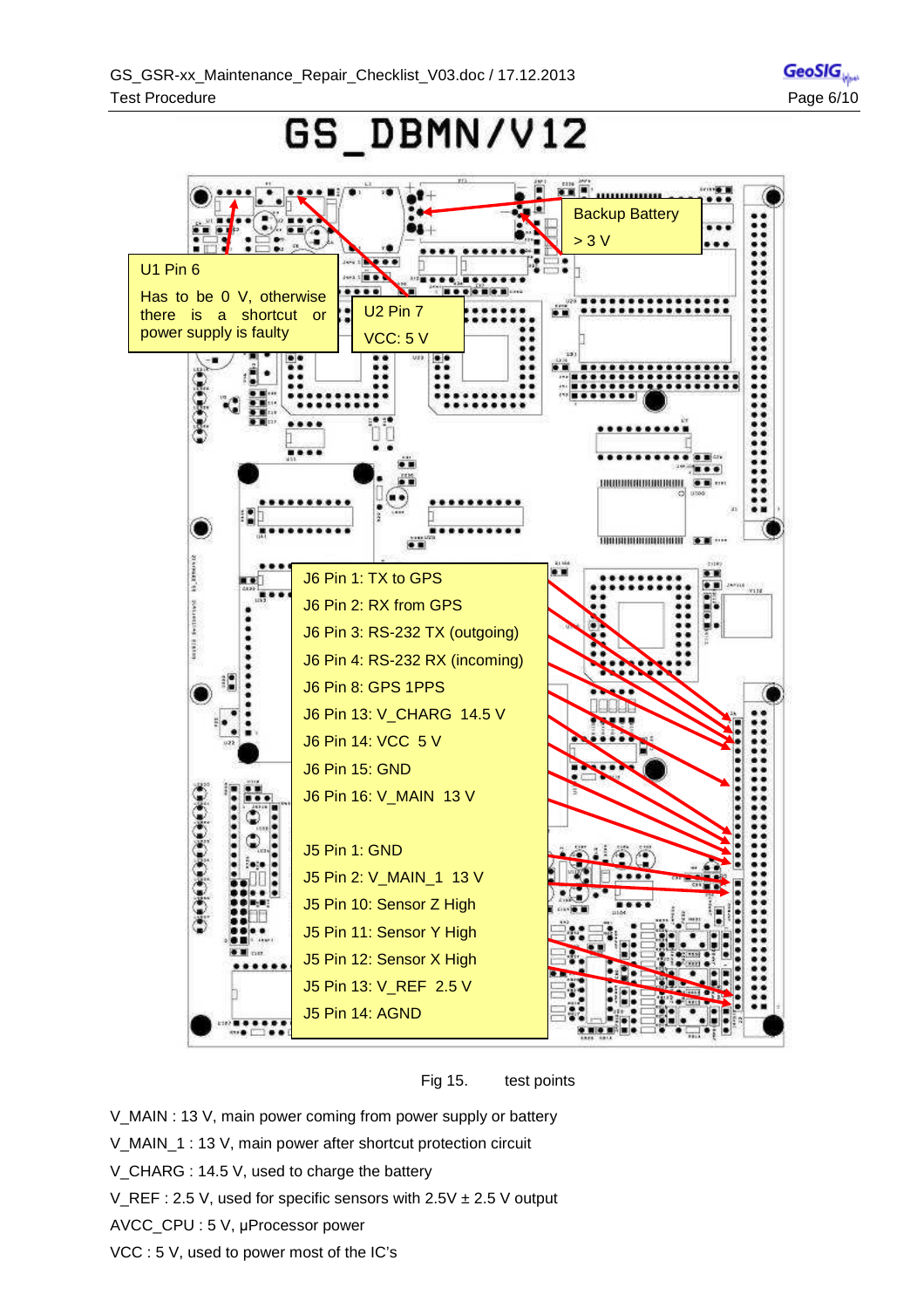# GS_DBMN/V12

U1 Pin 6

Has to be 0 V, otherwise there is a shortcut or power supply is faulty

U2 Pin 7

VCC: 5 V

Backup Battery

> 3 V

J6 Pin 1: TX to GPS

J6 Pin 2: RX from GPS

J6 Pin 3: RS-232 TX (outgoing)

J6 Pin 4: RS-232 RX (incoming)

J6 Pin 8: GPS 1PPS

J6 Pin 13: V_CHARG 14.5 V

J6 Pin 14: VCC 5 V

J6 Pin 15: GND

J6 Pin 16: V_MAIN 13 V

J5 Pin 1: GND

J5 Pin 2: V_MAIN_1 13 V

J5 Pin 10: Sensor Z High

J5 Pin 11: Sensor Y High

J5 Pin 12: Sensor X High

J5 Pin 13: V_REF 2.5 V

J5 Pin 14: AGND

Fig 15. test points

V_MAIN : 13 V, main power coming from power supply or battery

V_MAIN_1 : 13 V, main power after shortcut protection circuit

V_CHARG : 14.5 V, used to charge the battery

V_REF : 2.5 V, used for specific sensors with 2.5V ± 2.5 V output

AVCC_CPU : 5 V, µProcessor power

VCC : 5 V, used to power most of the IC's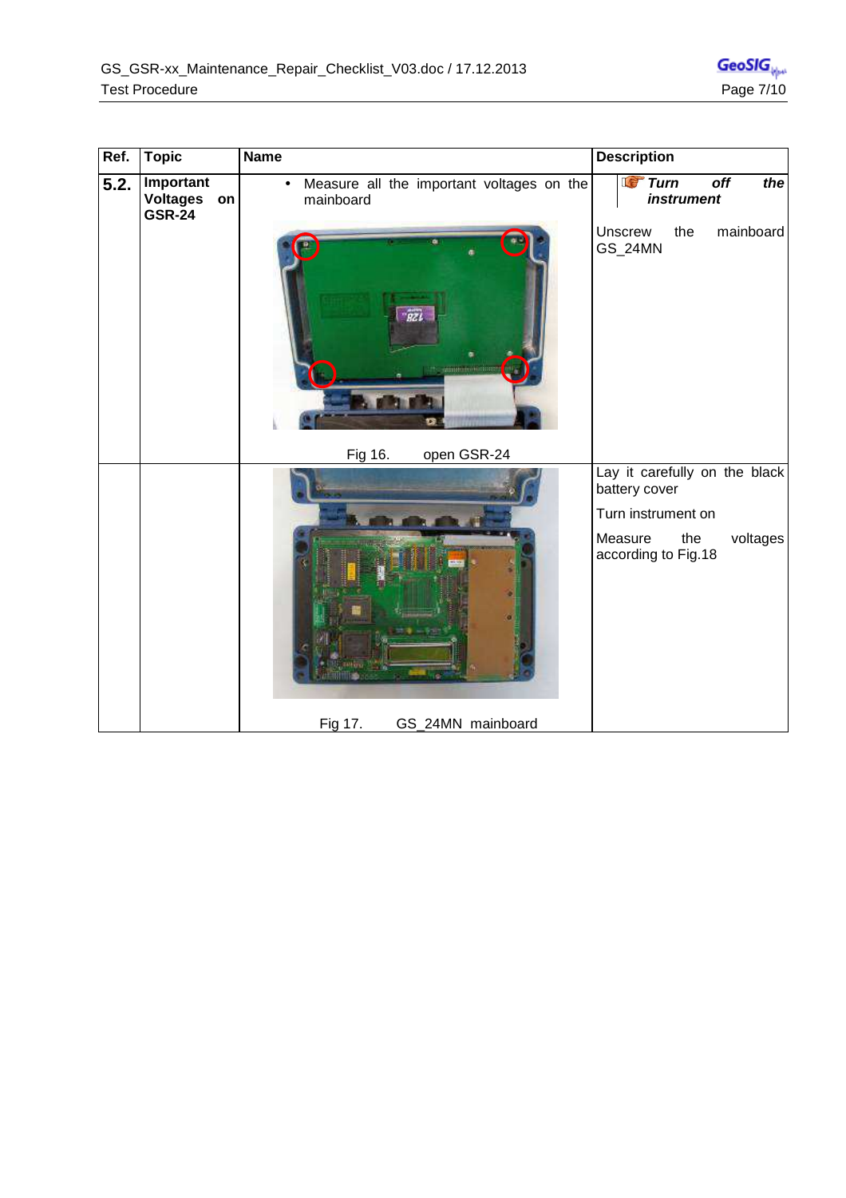| Ref. | Topic | Name | Description |
|---|---|---|---|
| **5.2.** | **Important Voltages on GSR-24** | • Measure all the important voltages on the mainboard<br><br>Fig 16. open GSR-24 | ***Turn off the instrument***<br><br>Unscrew the mainboard GS_24MN |
| | | Fig 17. GS_24MN mainboard | Lay it carefully on the black battery cover<br><br>Turn instrument on<br><br>Measure the voltages according to Fig.18 |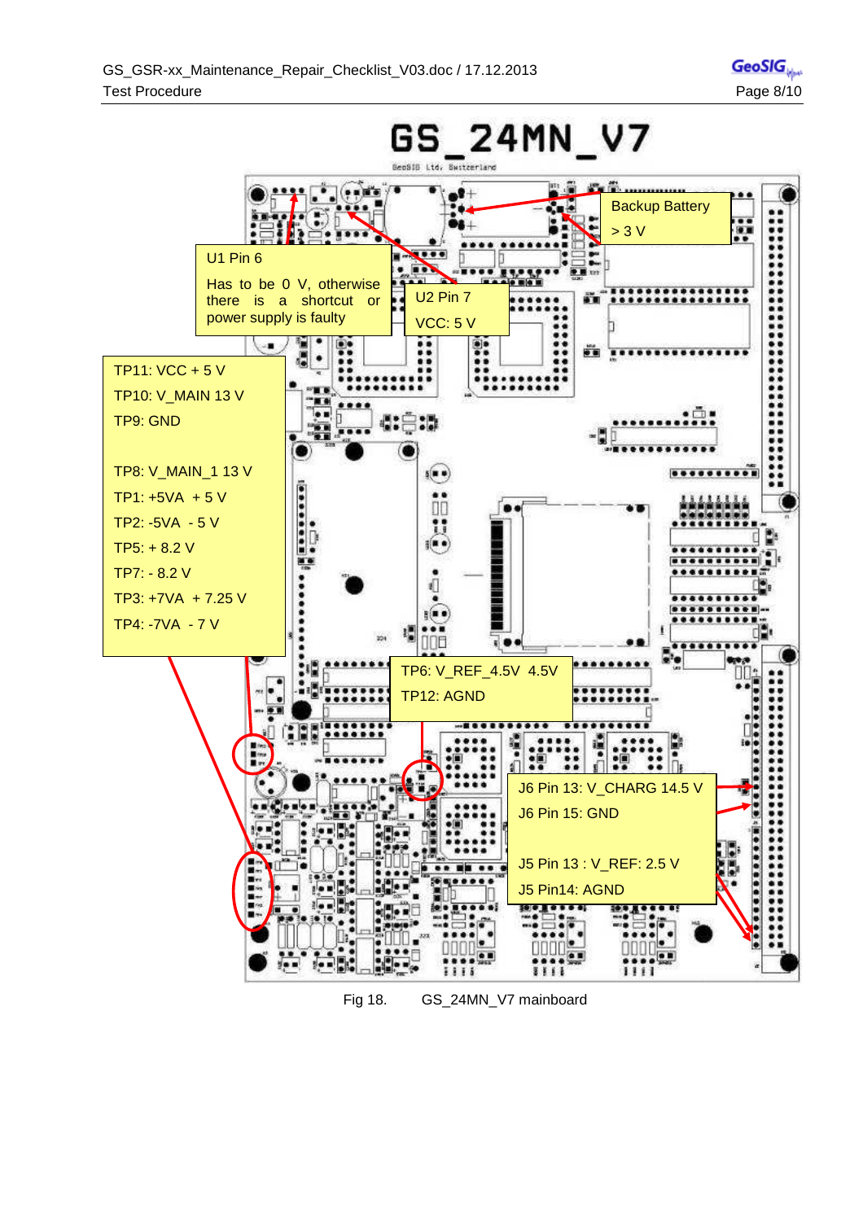# GS_24MN_V7

GeoSIG Ltd. Switzerland

Backup Battery
> 3 V

U1 Pin 6

Has to be 0 V, otherwise there is a shortcut or power supply is faulty

U2 Pin 7

VCC: 5 V

TP11: VCC + 5 V

TP10: V_MAIN 13 V

TP9: GND

TP8: V_MAIN_1 13 V

TP1: +5VA + 5 V

TP2: -5VA - 5 V

TP5: + 8.2 V

TP7: - 8.2 V

TP3: +7VA + 7.25 V

TP4: -7VA - 7 V

TP6: V_REF_4.5V 4.5V

TP12: AGND

J6 Pin 13: V_CHARG 14.5 V

J6 Pin 15: GND

J5 Pin 13 : V_REF: 2.5 V

J5 Pin14: AGND

Fig 18. GS_24MN_V7 mainboard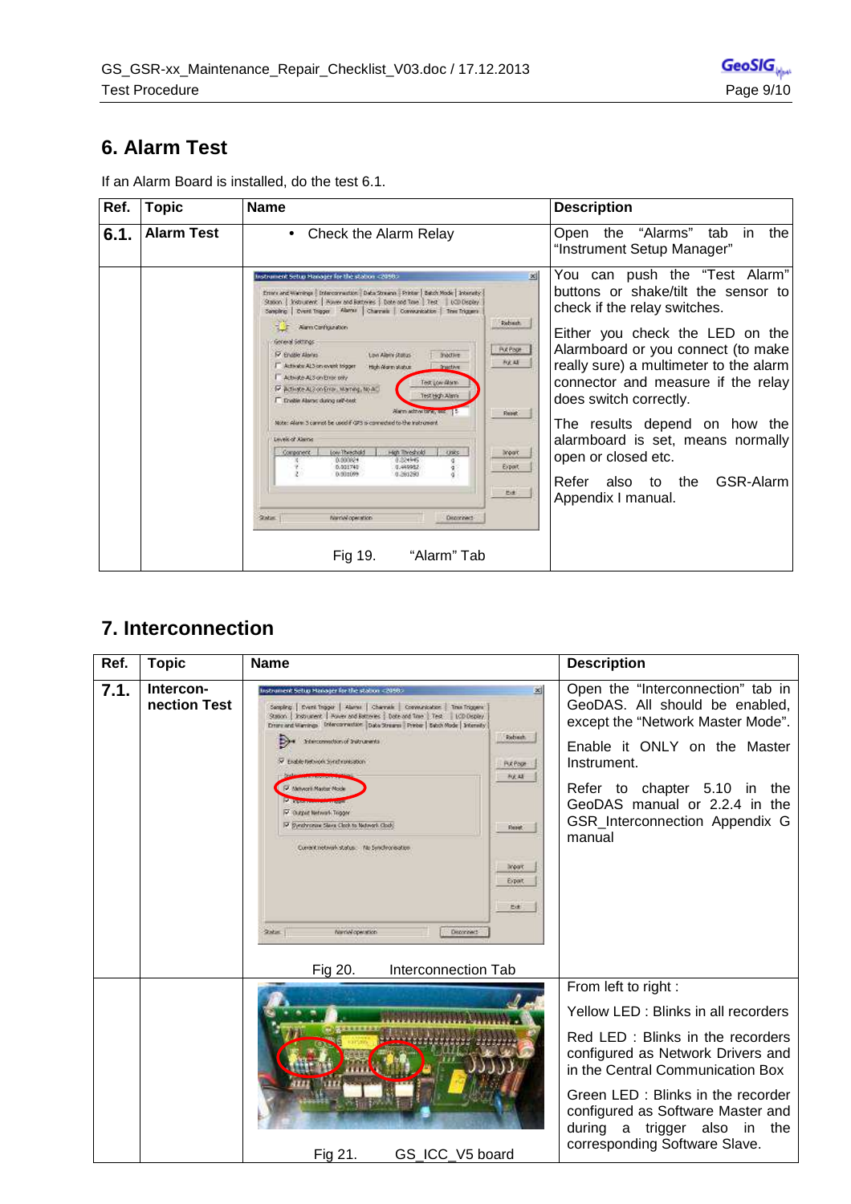## 6. Alarm Test

If an Alarm Board is installed, do the test 6.1.

| Ref. | Topic | Name | Description |
|---|---|---|---|
| **6.1.** | **Alarm Test** | • Check the Alarm Relay | Open the "Alarms" tab in the "Instrument Setup Manager" |
| | | Fig 19. "Alarm" Tab | You can push the "Test Alarm" buttons or shake/tilt the sensor to check if the relay switches.<br><br>Either you check the LED on the Alarmboard or you connect (to make really sure) a multimeter to the alarm connector and measure if the relay does switch correctly.<br><br>The results depend on how the alarmboard is set, means normally open or closed etc.<br><br>Refer also to the GSR-Alarm Appendix I manual. |

## 7. Interconnection

| Ref. | Topic | Name | Description |
|---|---|---|---|
| **7.1.** | **Intercon-nection Test** | Fig 20. Interconnection Tab | Open the "Interconnection" tab in GeoDAS. All should be enabled, except the "Network Master Mode".<br><br>Enable it ONLY on the Master Instrument.<br><br>Refer to chapter 5.10 in the GeoDAS manual or 2.2.4 in the GSR_Interconnection Appendix G manual |
| | | Fig 21. GS_ICC_V5 board | From left to right :<br><br>Yellow LED : Blinks in all recorders<br><br>Red LED : Blinks in the recorders configured as Network Drivers and in the Central Communication Box<br><br>Green LED : Blinks in the recorder configured as Software Master and during a trigger also in the corresponding Software Slave. |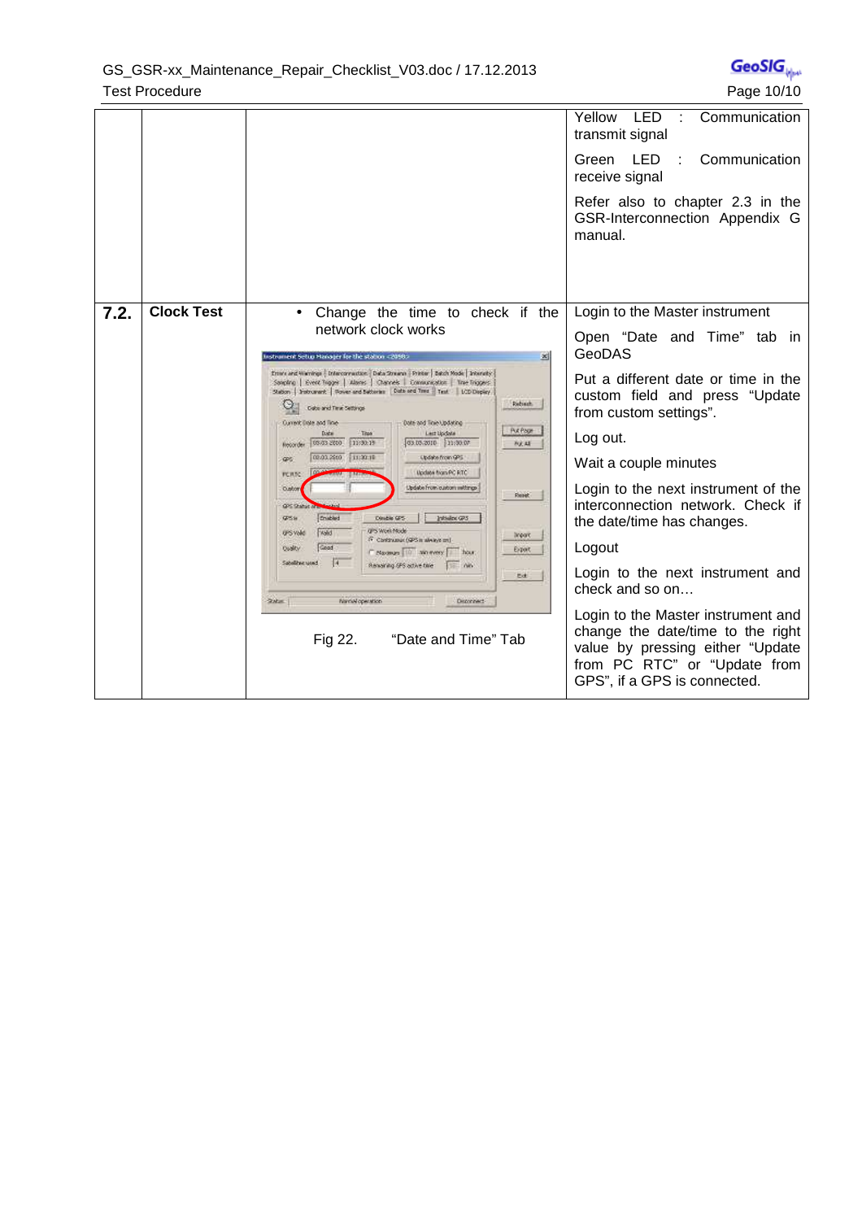| | | | |
|---|---|---|---|
| | | | Yellow LED : Communication transmit signal<br>Green LED : Communication receive signal<br>Refer also to chapter 2.3 in the GSR-Interconnection Appendix G manual. |
| **7.2.** | **Clock Test** | • Change the time to check if the network clock works<br><br>Fig 22. "Date and Time" Tab | Login to the Master instrument<br>Open "Date and Time" tab in GeoDAS<br>Put a different date or time in the custom field and press "Update from custom settings".<br>Log out.<br>Wait a couple minutes<br>Login to the next instrument of the interconnection network. Check if the date/time has changes.<br>Logout<br>Login to the next instrument and check and so on…<br>Login to the Master instrument and change the date/time to the right value by pressing either "Update from PC RTC" or "Update from GPS", if a GPS is connected. |